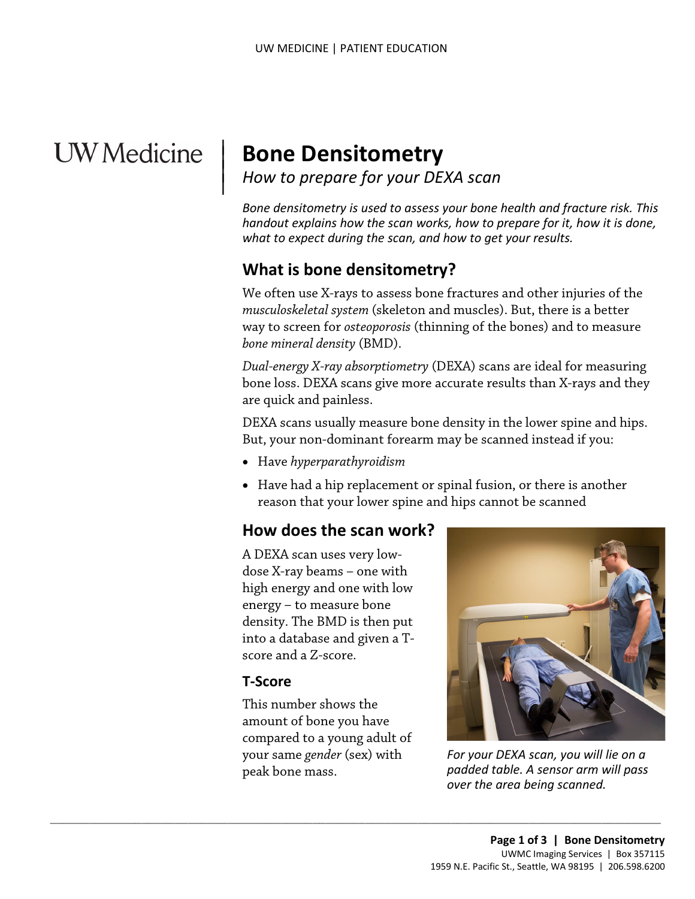# Bone Densitometry

*How to prepare for your DEXA scan*

*Bone densitometry is used to assess your bone health and fracture risk. This handout explains how the scan works, how to prepare for it, how it is done, what to expect during the scan, and how to get your results.*

## What is bone densitometry?

We often use X-rays to assess bone fractures and other injuries of the *musculoskeletal system* (skeleton and muscles). But, there is a better way to screen for *osteoporosis* (thinning of the bones) and to measure *bone mineral density* (BMD).

*Dual-energy X-ray absorptiometry* (DEXA) scans are ideal for measuring bone loss. DEXA scans give more accurate results than X-rays and they are quick and painless.

DEXA scans usually measure bone density in the lower spine and hips. But, your non-dominant forearm may be scanned instead if you:

- Have *hyperparathyroidism*
- Have had a hip replacement or spinal fusion, or there is another reason that your lower spine and hips cannot be scanned

## How does the scan work?

A DEXA scan uses very low-dose X-ray beams – one with high energy and one with low energy – to measure bone density. The BMD is then put into a database and given a T-score and a Z-score.

*For your DEXA scan, you will lie on a padded table. A sensor arm will pass over the area being scanned.*

### T-Score

This number shows the amount of bone you have compared to a young adult of your same *gender* (sex) with peak bone mass.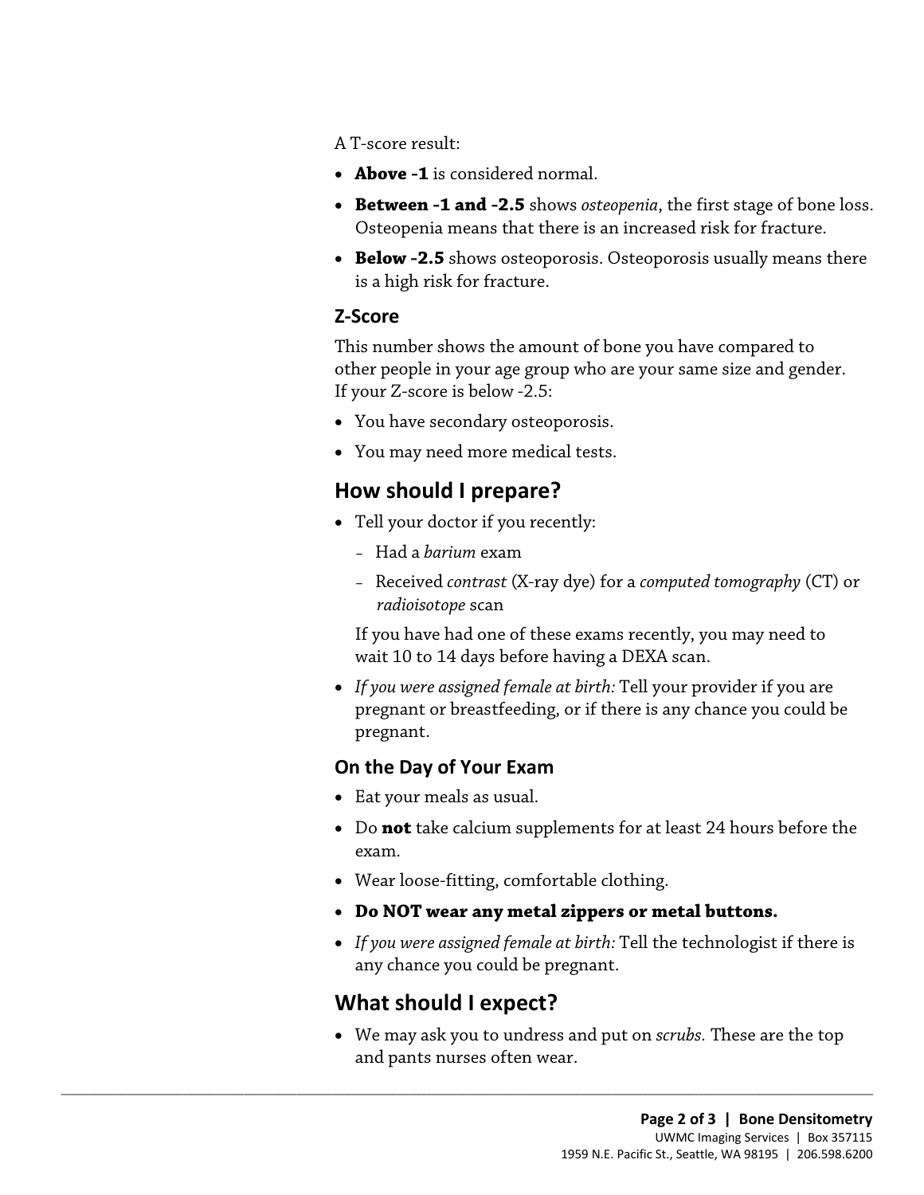A T-score result:

- **Above -1** is considered normal.
- **Between -1 and -2.5** shows *osteopenia*, the first stage of bone loss. Osteopenia means that there is an increased risk for fracture.
- **Below -2.5** shows osteoporosis. Osteoporosis usually means there is a high risk for fracture.

### Z-Score

This number shows the amount of bone you have compared to other people in your age group who are your same size and gender. If your Z-score is below -2.5:

- You have secondary osteoporosis.
- You may need more medical tests.

## How should I prepare?

- Tell your doctor if you recently:
  - Had a *barium* exam
  - Received *contrast* (X-ray dye) for a *computed tomography* (CT) or *radioisotope* scan

  If you have had one of these exams recently, you may need to wait 10 to 14 days before having a DEXA scan.

- *If you were assigned female at birth:* Tell your provider if you are pregnant or breastfeeding, or if there is any chance you could be pregnant.

### On the Day of Your Exam

- Eat your meals as usual.
- Do **not** take calcium supplements for at least 24 hours before the exam.
- Wear loose-fitting, comfortable clothing.
- **Do NOT wear any metal zippers or metal buttons.**
- *If you were assigned female at birth:* Tell the technologist if there is any chance you could be pregnant.

## What should I expect?

- We may ask you to undress and put on *scrubs*. These are the top and pants nurses often wear.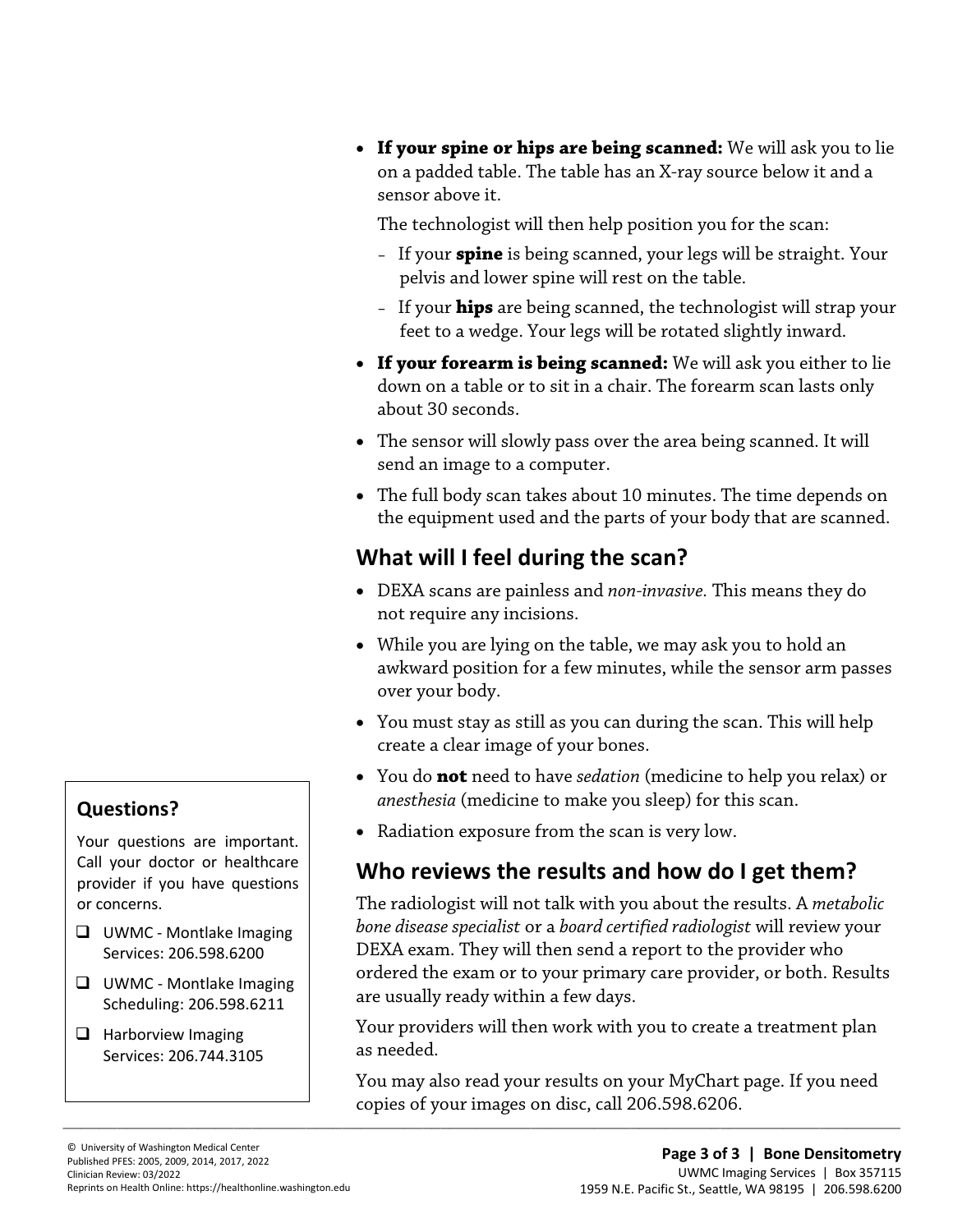- **If your spine or hips are being scanned:** We will ask you to lie on a padded table. The table has an X-ray source below it and a sensor above it.

  The technologist will then help position you for the scan:

  - If your **spine** is being scanned, your legs will be straight. Your pelvis and lower spine will rest on the table.
  - If your **hips** are being scanned, the technologist will strap your feet to a wedge. Your legs will be rotated slightly inward.
- **If your forearm is being scanned:** We will ask you either to lie down on a table or to sit in a chair. The forearm scan lasts only about 30 seconds.
- The sensor will slowly pass over the area being scanned. It will send an image to a computer.
- The full body scan takes about 10 minutes. The time depends on the equipment used and the parts of your body that are scanned.

## What will I feel during the scan?

- DEXA scans are painless and *non-invasive*. This means they do not require any incisions.
- While you are lying on the table, we may ask you to hold an awkward position for a few minutes, while the sensor arm passes over your body.
- You must stay as still as you can during the scan. This will help create a clear image of your bones.
- You do **not** need to have *sedation* (medicine to help you relax) or *anesthesia* (medicine to make you sleep) for this scan.
- Radiation exposure from the scan is very low.

## Who reviews the results and how do I get them?

The radiologist will not talk with you about the results. A *metabolic bone disease specialist* or a *board certified radiologist* will review your DEXA exam. They will then send a report to the provider who ordered the exam or to your primary care provider, or both. Results are usually ready within a few days.

Your providers will then work with you to create a treatment plan as needed.

You may also read your results on your MyChart page. If you need copies of your images on disc, call 206.598.6206.

### Questions?

Your questions are important. Call your doctor or healthcare provider if you have questions or concerns.

- ❑ UWMC - Montlake Imaging Services: 206.598.6200
- ❑ UWMC - Montlake Imaging Scheduling: 206.598.6211
- ❑ Harborview Imaging Services: 206.744.3105

© University of Washington Medical Center
Published PFES: 2005, 2009, 2014, 2017, 2022
Clinician Review: 03/2022
Reprints on Health Online: https://healthonline.washington.edu

**Bone Densitometry**
UWMC Imaging Services | Box 357115
1959 N.E. Pacific St., Seattle, WA 98195 | 206.598.6200